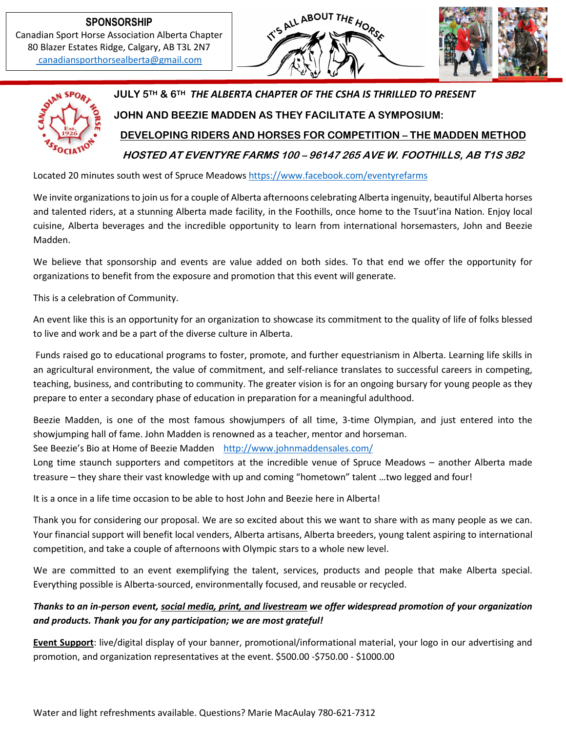**SPONSORSHIP**
Canadian Sport Horse Association Alberta Chapter
80 Blazer Estates Ridge, Calgary, AB T3L 2N7
canadiansporthorsealberta@gmail.com

IT'S ALL ABOUT THE HORSE

**JULY 5TH & 6TH *THE ALBERTA CHAPTER OF THE CSHA IS THRILLED TO PRESENT***

**JOHN AND BEEZIE MADDEN AS THEY FACILITATE A SYMPOSIUM:**

**DEVELOPING RIDERS AND HORSES FOR COMPETITION – THE MADDEN METHOD**

***HOSTED AT EVENTYRE FARMS 100 – 96147 265 AVE W. FOOTHILLS, AB T1S 3B2***

Located 20 minutes south west of Spruce Meadows https://www.facebook.com/eventyrefarms

We invite organizations to join us for a couple of Alberta afternoons celebrating Alberta ingenuity, beautiful Alberta horses and talented riders, at a stunning Alberta made facility, in the Foothills, once home to the Tsuut'ina Nation. Enjoy local cuisine, Alberta beverages and the incredible opportunity to learn from international horsemasters, John and Beezie Madden.

We believe that sponsorship and events are value added on both sides. To that end we offer the opportunity for organizations to benefit from the exposure and promotion that this event will generate.

This is a celebration of Community.

An event like this is an opportunity for an organization to showcase its commitment to the quality of life of folks blessed to live and work and be a part of the diverse culture in Alberta.

Funds raised go to educational programs to foster, promote, and further equestrianism in Alberta. Learning life skills in an agricultural environment, the value of commitment, and self-reliance translates to successful careers in competing, teaching, business, and contributing to community. The greater vision is for an ongoing bursary for young people as they prepare to enter a secondary phase of education in preparation for a meaningful adulthood.

Beezie Madden, is one of the most famous showjumpers of all time, 3-time Olympian, and just entered into the showjumping hall of fame. John Madden is renowned as a teacher, mentor and horseman.
See Beezie's Bio at Home of Beezie Madden http://www.johnmaddensales.com/
Long time staunch supporters and competitors at the incredible venue of Spruce Meadows – another Alberta made treasure – they share their vast knowledge with up and coming "hometown" talent …two legged and four!

It is a once in a life time occasion to be able to host John and Beezie here in Alberta!

Thank you for considering our proposal. We are so excited about this we want to share with as many people as we can. Your financial support will benefit local venders, Alberta artisans, Alberta breeders, young talent aspiring to international competition, and take a couple of afternoons with Olympic stars to a whole new level.

We are committed to an event exemplifying the talent, services, products and people that make Alberta special. Everything possible is Alberta-sourced, environmentally focused, and reusable or recycled.

***Thanks to an in-person event, social media, print, and livestream we offer widespread promotion of your organization and products. Thank you for any participation; we are most grateful!***

**Event Support**: live/digital display of your banner, promotional/informational material, your logo in our advertising and promotion, and organization representatives at the event. $500.00 -$750.00 - $1000.00

Water and light refreshments available. Questions? Marie MacAulay 780-621-7312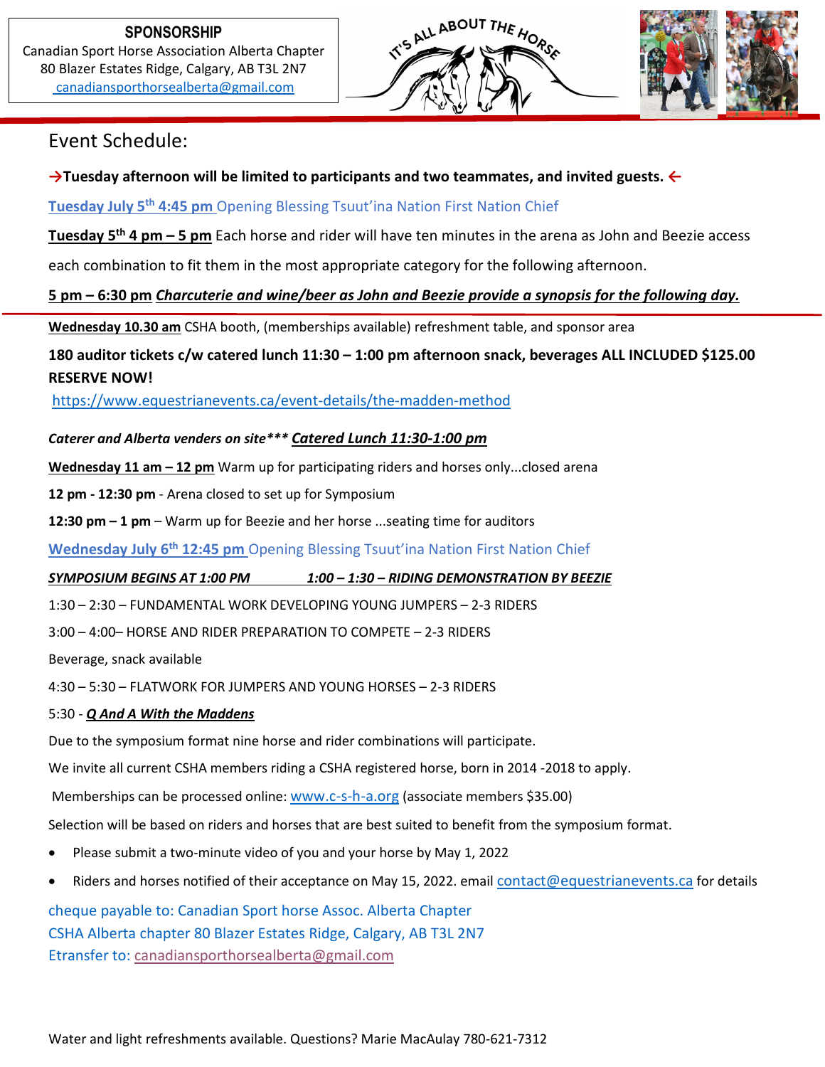**SPONSORSHIP**
Canadian Sport Horse Association Alberta Chapter
80 Blazer Estates Ridge, Calgary, AB T3L 2N7
canadiansporthorsealberta@gmail.com

IT'S ALL ABOUT THE HORSE

## Event Schedule:

**→Tuesday afternoon will be limited to participants and two teammates, and invited guests. ←**

**Tuesday July 5th 4:45 pm** Opening Blessing Tsuut'ina Nation First Nation Chief

**Tuesday 5th 4 pm – 5 pm** Each horse and rider will have ten minutes in the arena as John and Beezie access each combination to fit them in the most appropriate category for the following afternoon.

**5 pm – 6:30 pm** ***Charcuterie and wine/beer as John and Beezie provide a synopsis for the following day.***

---

**Wednesday 10.30 am** CSHA booth, (memberships available) refreshment table, and sponsor area

**180 auditor tickets c/w catered lunch 11:30 – 1:00 pm afternoon snack, beverages ALL INCLUDED $125.00 RESERVE NOW!**

https://www.equestrianevents.ca/event-details/the-madden-method

***Caterer and Alberta venders on site*** *Catered Lunch 11:30-1:00 pm***

**Wednesday 11 am – 12 pm** Warm up for participating riders and horses only...closed arena

**12 pm - 12:30 pm** - Arena closed to set up for Symposium

**12:30 pm – 1 pm** – Warm up for Beezie and her horse ...seating time for auditors

**Wednesday July 6th 12:45 pm** Opening Blessing Tsuut'ina Nation First Nation Chief

***SYMPOSIUM BEGINS AT 1:00 PM*** ***1:00 – 1:30 – RIDING DEMONSTRATION BY BEEZIE***

1:30 – 2:30 – FUNDAMENTAL WORK DEVELOPING YOUNG JUMPERS – 2-3 RIDERS

3:00 – 4:00– HORSE AND RIDER PREPARATION TO COMPETE – 2-3 RIDERS

Beverage, snack available

4:30 – 5:30 – FLATWORK FOR JUMPERS AND YOUNG HORSES – 2-3 RIDERS

5:30 - ***Q And A With the Maddens***

Due to the symposium format nine horse and rider combinations will participate.

We invite all current CSHA members riding a CSHA registered horse, born in 2014 -2018 to apply.

Memberships can be processed online: www.c-s-h-a.org (associate members $35.00)

Selection will be based on riders and horses that are best suited to benefit from the symposium format.

- Please submit a two-minute video of you and your horse by May 1, 2022
- Riders and horses notified of their acceptance on May 15, 2022. email contact@equestrianevents.ca for details

cheque payable to: Canadian Sport horse Assoc. Alberta Chapter
CSHA Alberta chapter 80 Blazer Estates Ridge, Calgary, AB T3L 2N7
Etransfer to: canadiansporthorsealberta@gmail.com

Water and light refreshments available. Questions? Marie MacAulay 780-621-7312